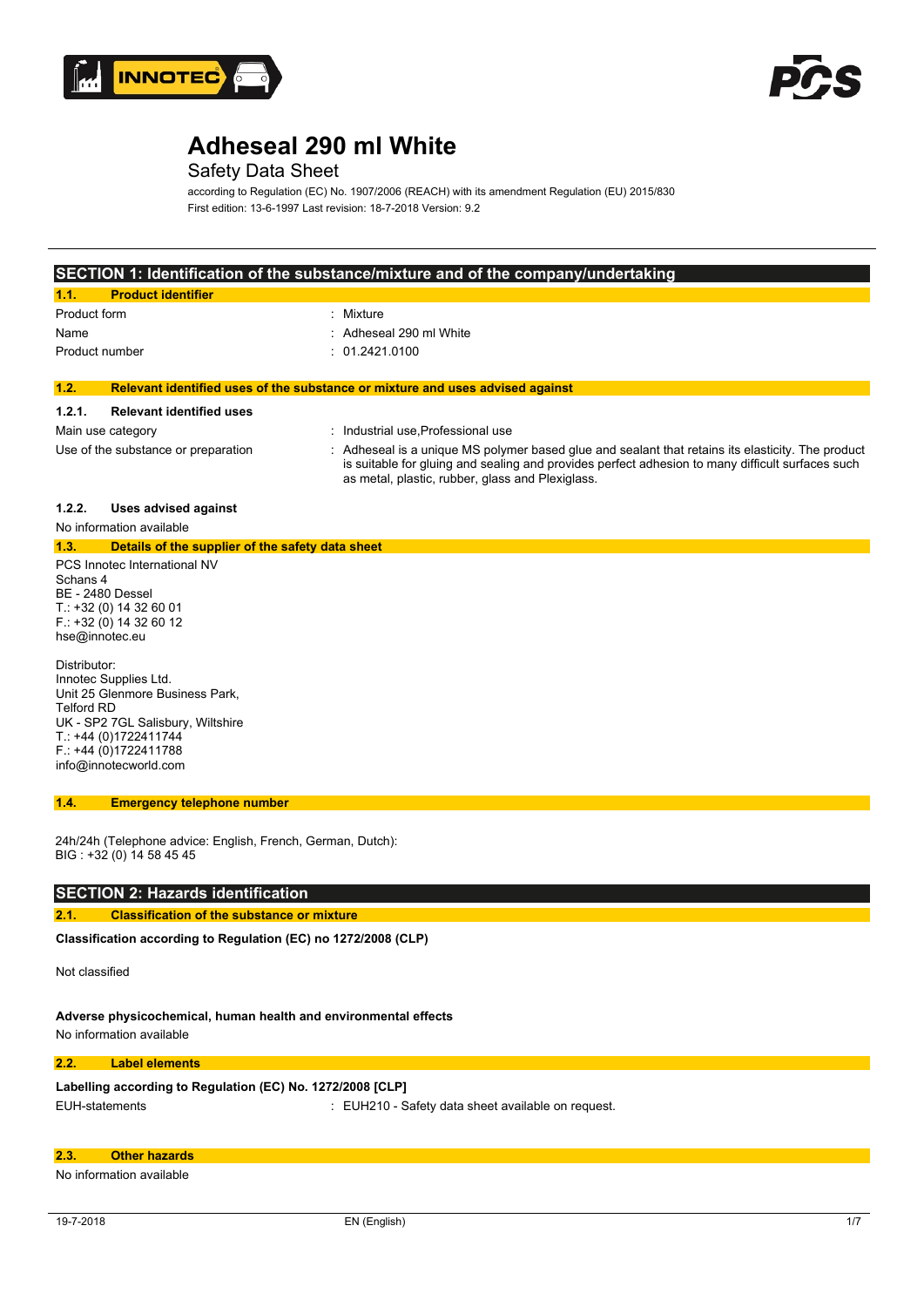# Adheseal 290 ml White

Safety Data Sheet

according to Regulation (EC) No. 1907/2006 (REACH) with its amendment Regulation (EU) 2015/830

First edition: 13-6-1997 Last revision: 18-7-2018 Version: 9.2

## SECTION 1: Identification of the substance/mixture and of the company/undertaking

### 1.1. Product identifier

Product form : Mixture

Name : Adheseal 290 ml White

Product number : 01.2421.0100

### 1.2. Relevant identified uses of the substance or mixture and uses advised against

#### 1.2.1. Relevant identified uses

Main use category : Industrial use,Professional use

Use of the substance or preparation : Adheseal is a unique MS polymer based glue and sealant that retains its elasticity. The product is suitable for gluing and sealing and provides perfect adhesion to many difficult surfaces such as metal, plastic, rubber, glass and Plexiglass.

#### 1.2.2. Uses advised against

No information available

### 1.3. Details of the supplier of the safety data sheet

PCS Innotec International NV
Schans 4
BE - 2480 Dessel
T.: +32 (0) 14 32 60 01
F.: +32 (0) 14 32 60 12
hse@innotec.eu

Distributor:
Innotec Supplies Ltd.
Unit 25 Glenmore Business Park,
Telford RD
UK - SP2 7GL Salisbury, Wiltshire
T.: +44 (0)1722411744
F.: +44 (0)1722411788
info@innotecworld.com

### 1.4. Emergency telephone number

24h/24h (Telephone advice: English, French, German, Dutch):
BIG : +32 (0) 14 58 45 45

## SECTION 2: Hazards identification

### 2.1. Classification of the substance or mixture

**Classification according to Regulation (EC) no 1272/2008 (CLP)**

Not classified

**Adverse physicochemical, human health and environmental effects**

No information available

### 2.2. Label elements

**Labelling according to Regulation (EC) No. 1272/2008 [CLP]**

EUH-statements : EUH210 - Safety data sheet available on request.

### 2.3. Other hazards

No information available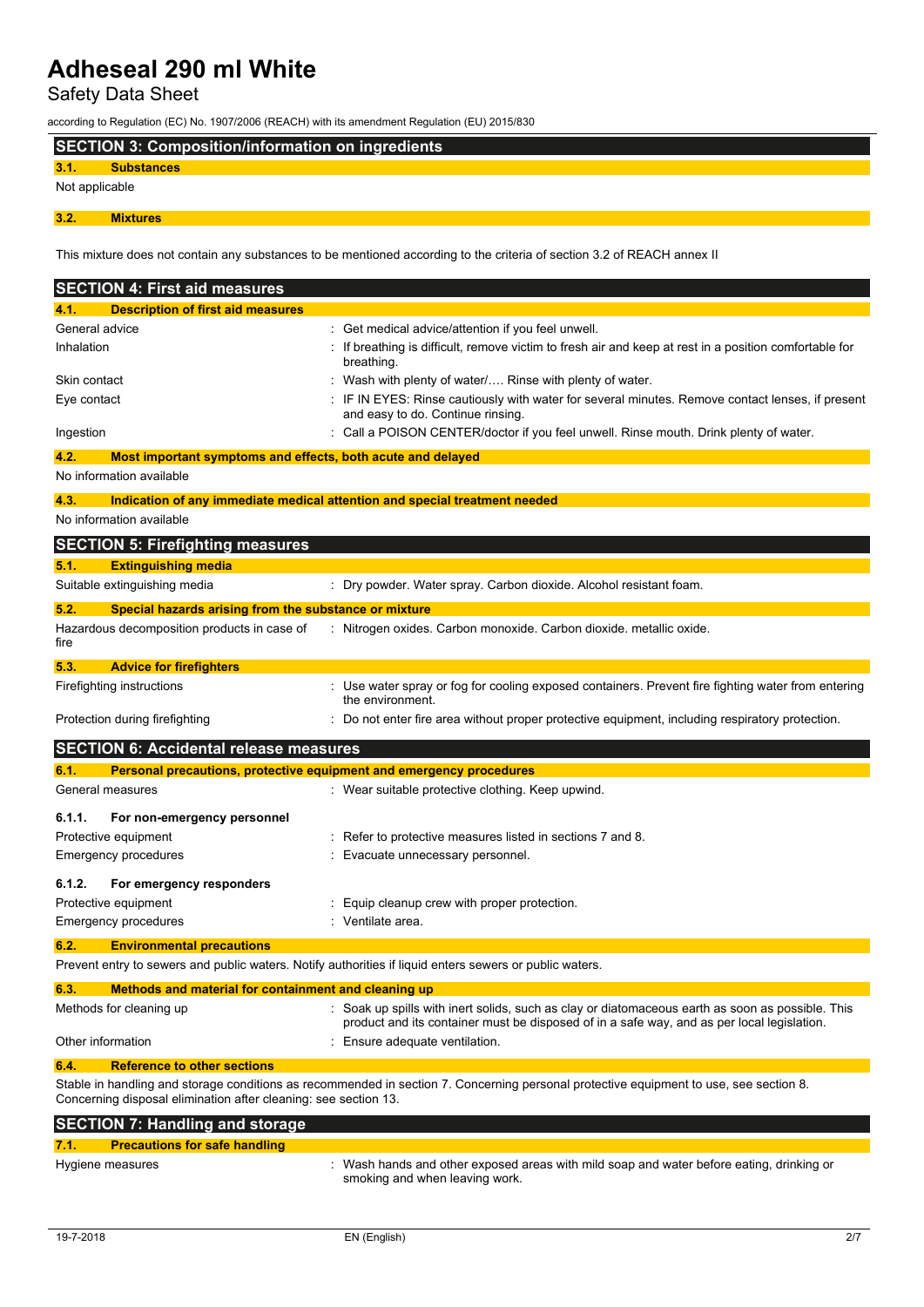## SECTION 3: Composition/information on ingredients

### 3.1. Substances

Not applicable

### 3.2. Mixtures

This mixture does not contain any substances to be mentioned according to the criteria of section 3.2 of REACH annex II

## SECTION 4: First aid measures

### 4.1. Description of first aid measures

| | |
|---|---|
| General advice | : Get medical advice/attention if you feel unwell. |
| Inhalation | : If breathing is difficult, remove victim to fresh air and keep at rest in a position comfortable for breathing. |
| Skin contact | : Wash with plenty of water/…. Rinse with plenty of water. |
| Eye contact | : IF IN EYES: Rinse cautiously with water for several minutes. Remove contact lenses, if present and easy to do. Continue rinsing. |
| Ingestion | : Call a POISON CENTER/doctor if you feel unwell. Rinse mouth. Drink plenty of water. |

### 4.2. Most important symptoms and effects, both acute and delayed

No information available

### 4.3. Indication of any immediate medical attention and special treatment needed

No information available

## SECTION 5: Firefighting measures

### 5.1. Extinguishing media

| | |
|---|---|
| Suitable extinguishing media | : Dry powder. Water spray. Carbon dioxide. Alcohol resistant foam. |

### 5.2. Special hazards arising from the substance or mixture

| | |
|---|---|
| Hazardous decomposition products in case of fire | : Nitrogen oxides. Carbon monoxide. Carbon dioxide. metallic oxide. |

### 5.3. Advice for firefighters

| | |
|---|---|
| Firefighting instructions | : Use water spray or fog for cooling exposed containers. Prevent fire fighting water from entering the environment. |
| Protection during firefighting | : Do not enter fire area without proper protective equipment, including respiratory protection. |

## SECTION 6: Accidental release measures

### 6.1. Personal precautions, protective equipment and emergency procedures

| | |
|---|---|
| General measures | : Wear suitable protective clothing. Keep upwind. |

#### 6.1.1. For non-emergency personnel

| | |
|---|---|
| Protective equipment | : Refer to protective measures listed in sections 7 and 8. |
| Emergency procedures | : Evacuate unnecessary personnel. |

#### 6.1.2. For emergency responders

| | |
|---|---|
| Protective equipment | : Equip cleanup crew with proper protection. |
| Emergency procedures | : Ventilate area. |

### 6.2. Environmental precautions

Prevent entry to sewers and public waters. Notify authorities if liquid enters sewers or public waters.

### 6.3. Methods and material for containment and cleaning up

| | |
|---|---|
| Methods for cleaning up | : Soak up spills with inert solids, such as clay or diatomaceous earth as soon as possible. This product and its container must be disposed of in a safe way, and as per local legislation. |
| Other information | : Ensure adequate ventilation. |

### 6.4. Reference to other sections

Stable in handling and storage conditions as recommended in section 7. Concerning personal protective equipment to use, see section 8. Concerning disposal elimination after cleaning: see section 13.

## SECTION 7: Handling and storage

### 7.1. Precautions for safe handling

| | |
|---|---|
| Hygiene measures | : Wash hands and other exposed areas with mild soap and water before eating, drinking or smoking and when leaving work. |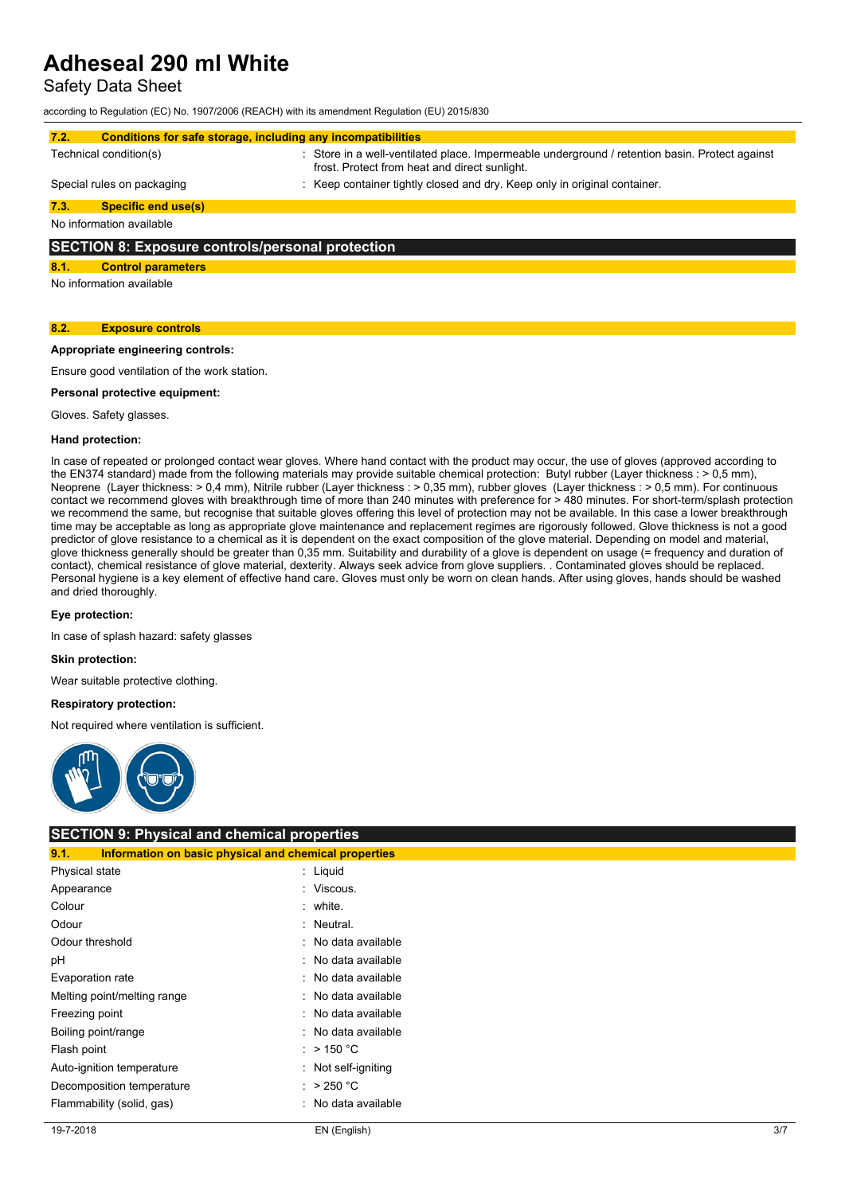# Adheseal 290 ml White

Safety Data Sheet

according to Regulation (EC) No. 1907/2006 (REACH) with its amendment Regulation (EU) 2015/830

### 7.2. Conditions for safe storage, including any incompatibilities

| | |
|---|---|
| Technical condition(s) | : Store in a well-ventilated place. Impermeable underground / retention basin. Protect against frost. Protect from heat and direct sunlight. |
| Special rules on packaging | : Keep container tightly closed and dry. Keep only in original container. |

### 7.3. Specific end use(s)

No information available

## SECTION 8: Exposure controls/personal protection

### 8.1. Control parameters

No information available

### 8.2. Exposure controls

**Appropriate engineering controls:**

Ensure good ventilation of the work station.

**Personal protective equipment:**

Gloves. Safety glasses.

**Hand protection:**

In case of repeated or prolonged contact wear gloves. Where hand contact with the product may occur, the use of gloves (approved according to the EN374 standard) made from the following materials may provide suitable chemical protection: Butyl rubber (Layer thickness : > 0,5 mm), Neoprene (Layer thickness: > 0,4 mm), Nitrile rubber (Layer thickness : > 0,35 mm), rubber gloves (Layer thickness : > 0,5 mm). For continuous contact we recommend gloves with breakthrough time of more than 240 minutes with preference for > 480 minutes. For short-term/splash protection we recommend the same, but recognise that suitable gloves offering this level of protection may not be available. In this case a lower breakthrough time may be acceptable as long as appropriate glove maintenance and replacement regimes are rigorously followed. Glove thickness is not a good predictor of glove resistance to a chemical as it is dependent on the exact composition of the glove material. Depending on model and material, glove thickness generally should be greater than 0,35 mm. Suitability and durability of a glove is dependent on usage (= frequency and duration of contact), chemical resistance of glove material, dexterity. Always seek advice from glove suppliers. . Contaminated gloves should be replaced. Personal hygiene is a key element of effective hand care. Gloves must only be worn on clean hands. After using gloves, hands should be washed and dried thoroughly.

**Eye protection:**

In case of splash hazard: safety glasses

**Skin protection:**

Wear suitable protective clothing.

**Respiratory protection:**

Not required where ventilation is sufficient.

## SECTION 9: Physical and chemical properties

### 9.1. Information on basic physical and chemical properties

| | |
|---|---|
| Physical state | : Liquid |
| Appearance | : Viscous. |
| Colour | : white. |
| Odour | : Neutral. |
| Odour threshold | : No data available |
| pH | : No data available |
| Evaporation rate | : No data available |
| Melting point/melting range | : No data available |
| Freezing point | : No data available |
| Boiling point/range | : No data available |
| Flash point | : > 150 °C |
| Auto-ignition temperature | : Not self-igniting |
| Decomposition temperature | : > 250 °C |
| Flammability (solid, gas) | : No data available |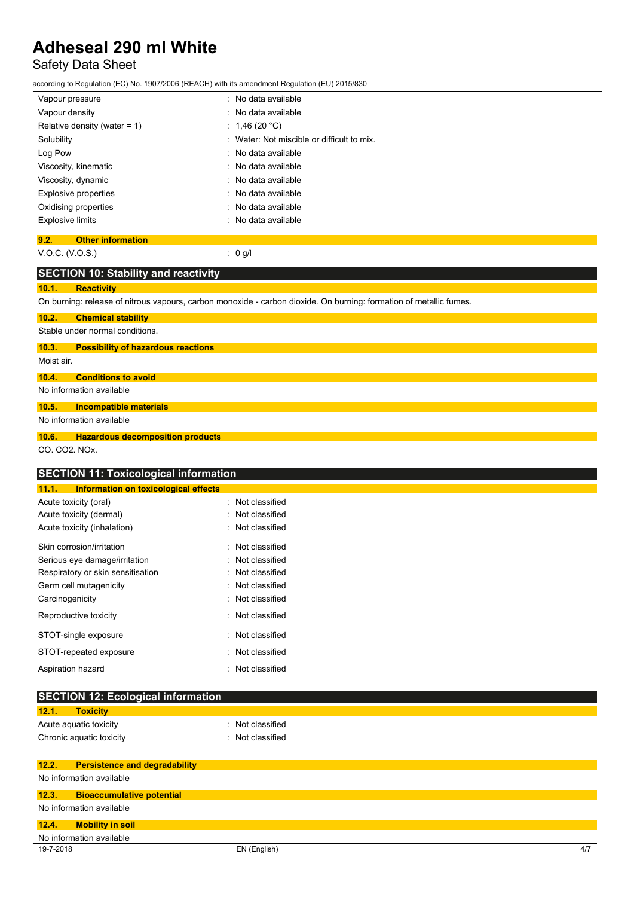| | |
|---|---|
| Vapour pressure | : No data available |
| Vapour density | : No data available |
| Relative density (water = 1) | : 1,46 (20 °C) |
| Solubility | : Water: Not miscible or difficult to mix. |
| Log Pow | : No data available |
| Viscosity, kinematic | : No data available |
| Viscosity, dynamic | : No data available |
| Explosive properties | : No data available |
| Oxidising properties | : No data available |
| Explosive limits | : No data available |

### 9.2. Other information

| | |
|---|---|
| V.O.C. (V.O.S.) | : 0 g/l |

## SECTION 10: Stability and reactivity

### 10.1. Reactivity

On burning: release of nitrous vapours, carbon monoxide - carbon dioxide. On burning: formation of metallic fumes.

### 10.2. Chemical stability

Stable under normal conditions.

### 10.3. Possibility of hazardous reactions

Moist air.

### 10.4. Conditions to avoid

No information available

### 10.5. Incompatible materials

No information available

### 10.6. Hazardous decomposition products

CO. CO2. NOx.

## SECTION 11: Toxicological information

### 11.1. Information on toxicological effects

| | |
|---|---|
| Acute toxicity (oral) | : Not classified |
| Acute toxicity (dermal) | : Not classified |
| Acute toxicity (inhalation) | : Not classified |
| Skin corrosion/irritation | : Not classified |
| Serious eye damage/irritation | : Not classified |
| Respiratory or skin sensitisation | : Not classified |
| Germ cell mutagenicity | : Not classified |
| Carcinogenicity | : Not classified |
| Reproductive toxicity | : Not classified |
| STOT-single exposure | : Not classified |
| STOT-repeated exposure | : Not classified |
| Aspiration hazard | : Not classified |

## SECTION 12: Ecological information

### 12.1. Toxicity

| | |
|---|---|
| Acute aquatic toxicity | : Not classified |
| Chronic aquatic toxicity | : Not classified |

### 12.2. Persistence and degradability

No information available

### 12.3. Bioaccumulative potential

No information available

### 12.4. Mobility in soil

No information available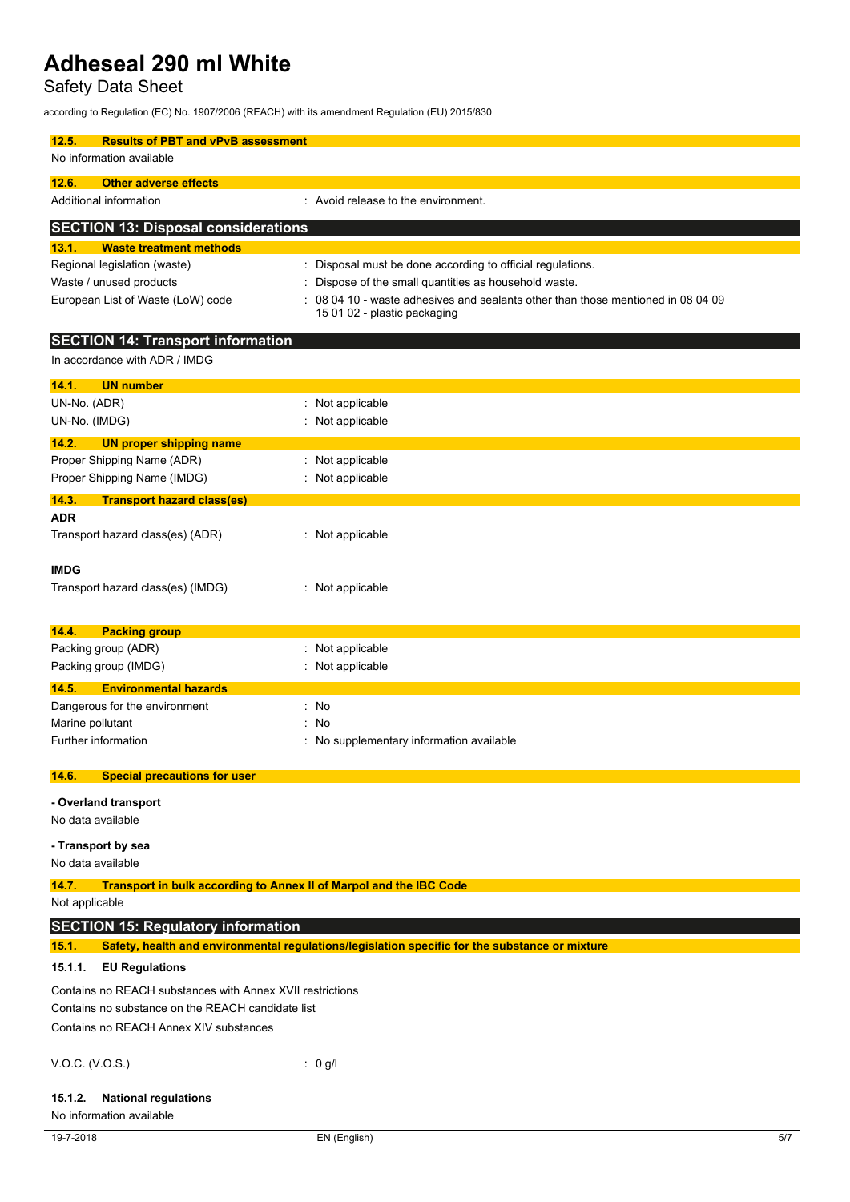### 12.5. Results of PBT and vPvB assessment

No information available

### 12.6. Other adverse effects

| | |
|---|---|
| Additional information | : Avoid release to the environment. |

## SECTION 13: Disposal considerations

### 13.1. Waste treatment methods

| | |
|---|---|
| Regional legislation (waste) | : Disposal must be done according to official regulations. |
| Waste / unused products | : Dispose of the small quantities as household waste. |
| European List of Waste (LoW) code | : 08 04 10 - waste adhesives and sealants other than those mentioned in 08 04 09<br>15 01 02 - plastic packaging |

## SECTION 14: Transport information

In accordance with ADR / IMDG

### 14.1. UN number

| | |
|---|---|
| UN-No. (ADR) | : Not applicable |
| UN-No. (IMDG) | : Not applicable |

### 14.2. UN proper shipping name

| | |
|---|---|
| Proper Shipping Name (ADR) | : Not applicable |
| Proper Shipping Name (IMDG) | : Not applicable |

### 14.3. Transport hazard class(es)

**ADR**

| | |
|---|---|
| Transport hazard class(es) (ADR) | : Not applicable |

**IMDG**

| | |
|---|---|
| Transport hazard class(es) (IMDG) | : Not applicable |

### 14.4. Packing group

| | |
|---|---|
| Packing group (ADR) | : Not applicable |
| Packing group (IMDG) | : Not applicable |

### 14.5. Environmental hazards

| | |
|---|---|
| Dangerous for the environment | : No |
| Marine pollutant | : No |
| Further information | : No supplementary information available |

### 14.6. Special precautions for user

**- Overland transport**

No data available

**- Transport by sea**

No data available

### 14.7. Transport in bulk according to Annex II of Marpol and the IBC Code

Not applicable

## SECTION 15: Regulatory information

### 15.1. Safety, health and environmental regulations/legislation specific for the substance or mixture

#### 15.1.1. EU Regulations

Contains no REACH substances with Annex XVII restrictions

Contains no substance on the REACH candidate list

Contains no REACH Annex XIV substances

| | |
|---|---|
| V.O.C. (V.O.S.) | : 0 g/l |

#### 15.1.2. National regulations

No information available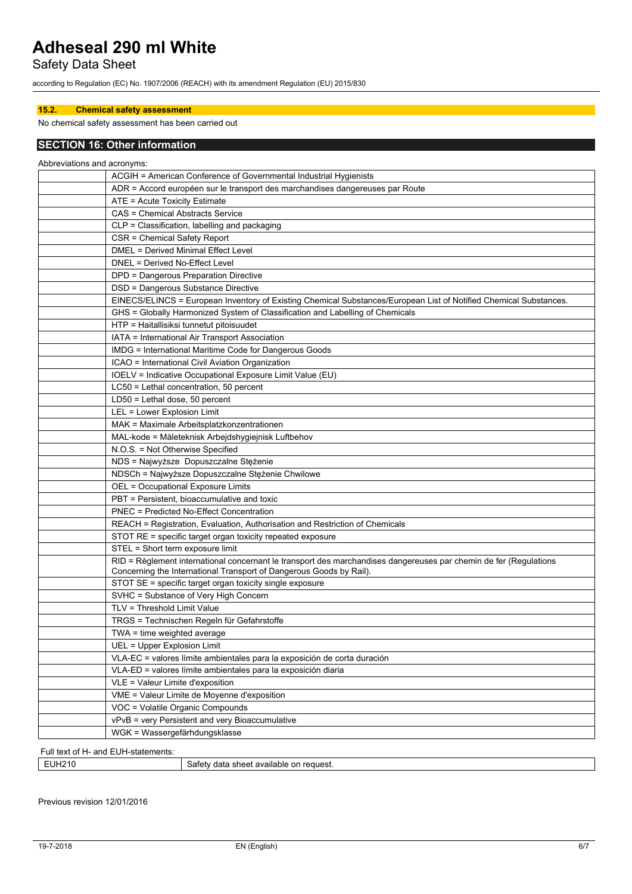### 15.2. Chemical safety assessment

No chemical safety assessment has been carried out

## SECTION 16: Other information

Abbreviations and acronyms:

| | |
|---|---|
| | ACGIH = American Conference of Governmental Industrial Hygienists |
| | ADR = Accord européen sur le transport des marchandises dangereuses par Route |
| | ATE = Acute Toxicity Estimate |
| | CAS = Chemical Abstracts Service |
| | CLP = Classification, labelling and packaging |
| | CSR = Chemical Safety Report |
| | DMEL = Derived Minimal Effect Level |
| | DNEL = Derived No-Effect Level |
| | DPD = Dangerous Preparation Directive |
| | DSD = Dangerous Substance Directive |
| | EINECS/ELINCS = European Inventory of Existing Chemical Substances/European List of Notified Chemical Substances. |
| | GHS = Globally Harmonized System of Classification and Labelling of Chemicals |
| | HTP = Haitallisiksi tunnetut pitoisuudet |
| | IATA = International Air Transport Association |
| | IMDG = International Maritime Code for Dangerous Goods |
| | ICAO = International Civil Aviation Organization |
| | IOELV = Indicative Occupational Exposure Limit Value (EU) |
| | LC50 = Lethal concentration, 50 percent |
| | LD50 = Lethal dose, 50 percent |
| | LEL = Lower Explosion Limit |
| | MAK = Maximale Arbeitsplatzkonzentrationen |
| | MAL-kode = Måleteknisk Arbejdshygiejnisk Luftbehov |
| | N.O.S. = Not Otherwise Specified |
| | NDS = Najwyższe Dopuszczalne Stężenie |
| | NDSCh = Najwyższe Dopuszczalne Stężenie Chwilowe |
| | OEL = Occupational Exposure Limits |
| | PBT = Persistent, bioaccumulative and toxic |
| | PNEC = Predicted No-Effect Concentration |
| | REACH = Registration, Evaluation, Authorisation and Restriction of Chemicals |
| | STOT RE = specific target organ toxicity repeated exposure |
| | STEL = Short term exposure limit |
| | RID = Règlement international concernant le transport des marchandises dangereuses par chemin de fer (Regulations Concerning the International Transport of Dangerous Goods by Rail). |
| | STOT SE = specific target organ toxicity single exposure |
| | SVHC = Substance of Very High Concern |
| | TLV = Threshold Limit Value |
| | TRGS = Technischen Regeln für Gefahrstoffe |
| | TWA = time weighted average |
| | UEL = Upper Explosion Limit |
| | VLA-EC = valores límite ambientales para la exposición de corta duración |
| | VLA-ED = valores límite ambientales para la exposición diaria |
| | VLE = Valeur Limite d'exposition |
| | VME = Valeur Limite de Moyenne d'exposition |
| | VOC = Volatile Organic Compounds |
| | vPvB = very Persistent and very Bioaccumulative |
| | WGK = Wassergefärhdungsklasse |

Full text of H- and EUH-statements:

| | |
|---|---|
| EUH210 | Safety data sheet available on request. |

Previous revision 12/01/2016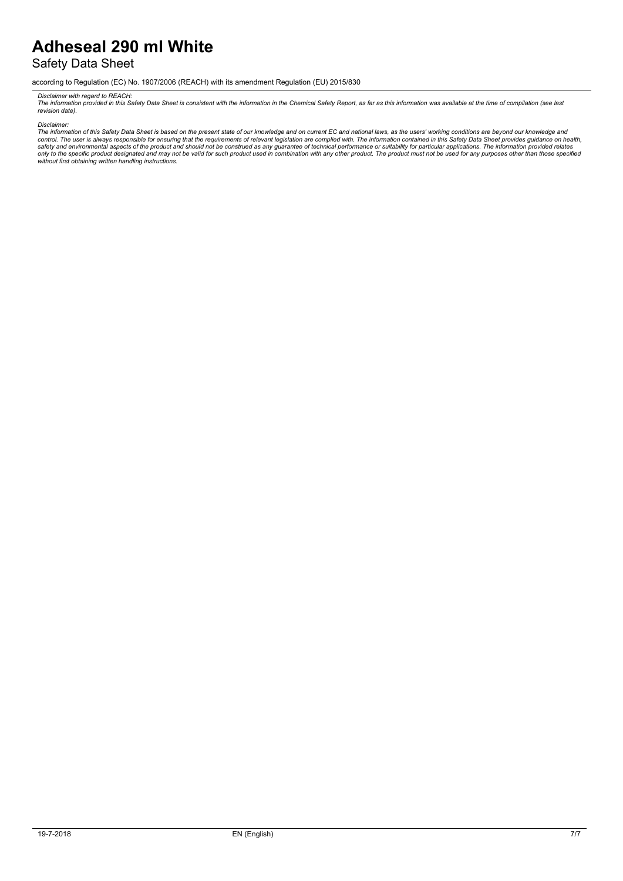*Disclaimer with regard to REACH:*
*The information provided in this Safety Data Sheet is consistent with the information in the Chemical Safety Report, as far as this information was available at the time of compilation (see last revision date).*

*Disclaimer:*
*The information of this Safety Data Sheet is based on the present state of our knowledge and on current EC and national laws, as the users' working conditions are beyond our knowledge and control. The user is always responsible for ensuring that the requirements of relevant legislation are complied with. The information contained in this Safety Data Sheet provides guidance on health, safety and environmental aspects of the product and should not be construed as any guarantee of technical performance or suitability for particular applications. The information provided relates only to the specific product designated and may not be valid for such product used in combination with any other product. The product must not be used for any purposes other than those specified without first obtaining written handling instructions.*